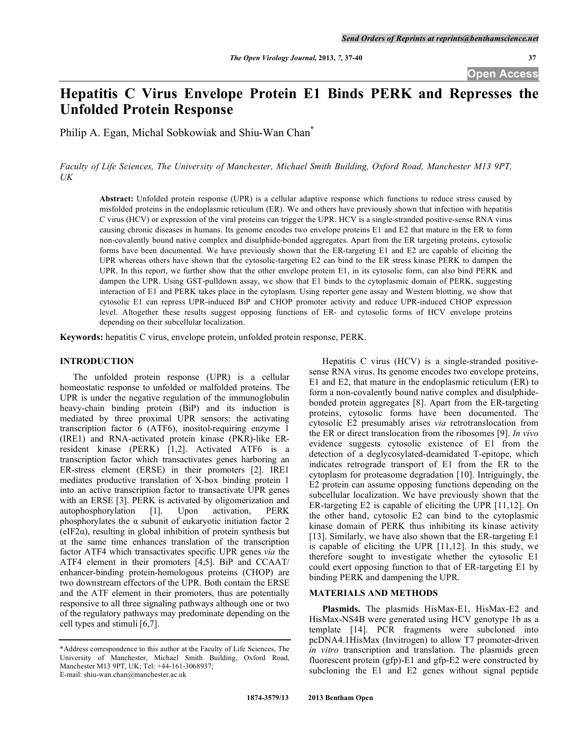# Hepatitis C Virus Envelope Protein E1 Binds PERK and Represses the Unfolded Protein Response

Philip A. Egan, Michal Sobkowiak and Shiu-Wan Chan*

*Faculty of Life Sciences, The University of Manchester, Michael Smith Building, Oxford Road, Manchester M13 9PT, UK*

**Abstract:** Unfolded protein response (UPR) is a cellular adaptive response which functions to reduce stress caused by misfolded proteins in the endoplasmic reticulum (ER). We and others have previously shown that infection with hepatitis C virus (HCV) or expression of the viral proteins can trigger the UPR. HCV is a single-stranded positive-sense RNA virus causing chronic diseases in humans. Its genome encodes two envelope proteins E1 and E2 that mature in the ER to form non-covalently bound native complex and disulphide-bonded aggregates. Apart from the ER targeting proteins, cytosolic forms have been documented. We have previously shown that the ER-targeting E1 and E2 are capable of eliciting the UPR whereas others have shown that the cytosolic-targeting E2 can bind to the ER stress kinase PERK to dampen the UPR. In this report, we further show that the other envelope protein E1, in its cytosolic form, can also bind PERK and dampen the UPR. Using GST-pulldown assay, we show that E1 binds to the cytoplasmic domain of PERK, suggesting interaction of E1 and PERK takes place in the cytoplasm. Using reporter gene assay and Western blotting, we show that cytosolic E1 can repress UPR-induced BiP and CHOP promoter activity and reduce UPR-induced CHOP expression level. Altogether these results suggest opposing functions of ER- and cytosolic forms of HCV envelope proteins depending on their subcellular localization.

**Keywords:** hepatitis C virus, envelope protein, unfolded protein response, PERK.

## INTRODUCTION

The unfolded protein response (UPR) is a cellular homeostatic response to unfolded or malfolded proteins. The UPR is under the negative regulation of the immunoglobulin heavy-chain binding protein (BiP) and its induction is mediated by three proximal UPR sensors: the activating transcription factor 6 (ATF6), inositol-requiring enzyme 1 (IRE1) and RNA-activated protein kinase (PKR)-like ER-resident kinase (PERK) [1,2]. Activated ATF6 is a transcription factor which transactivates genes harboring an ER-stress element (ERSE) in their promoters [2]. IRE1 mediates productive translation of X-box binding protein 1 into an active transcription factor to transactivate UPR genes with an ERSE [3]. PERK is activated by oligomerization and autophosphorylation [1]. Upon activation, PERK phosphorylates the $\alpha$ subunit of eukaryotic initiation factor 2 (eIF2$\alpha$), resulting in global inhibition of protein synthesis but at the same time enhances translation of the transcription factor ATF4 which transactivates specific UPR genes *via* the ATF4 element in their promoters [4,5]. BiP and CCAAT/enhancer-binding protein-homologous proteins (CHOP) are two downstream effectors of the UPR. Both contain the ERSE and the ATF element in their promoters, thus are potentially responsive to all three signaling pathways although one or two of the regulatory pathways may predominate depending on the cell types and stimuli [6,7].

Hepatitis C virus (HCV) is a single-stranded positive-sense RNA virus. Its genome encodes two envelope proteins, E1 and E2, that mature in the endoplasmic reticulum (ER) to form a non-covalently bound native complex and disulphide-bonded protein aggregates [8]. Apart from the ER-targeting proteins, cytosolic forms have been documented. The cytosolic E2 presumably arises *via* retrotranslocation from the ER or direct translocation from the ribosomes [9]. *In vivo* evidence suggests cytosolic existence of E1 from the detection of a deglycosylated-deamidated T-epitope, which indicates retrograde transport of E1 from the ER to the cytoplasm for proteasome degradation [10]. Intriguingly, the E2 protein can assume opposing functions depending on the subcellular localization. We have previously shown that the ER-targeting E2 is capable of eliciting the UPR [11,12]. On the other hand, cytosolic E2 can bind to the cytoplasmic kinase domain of PERK thus inhibiting its kinase activity [13]. Similarly, we have also shown that the ER-targeting E1 is capable of eliciting the UPR [11,12]. In this study, we therefore sought to investigate whether the cytosolic E1 could exert opposing function to that of ER-targeting E1 by binding PERK and dampening the UPR.

## MATERIALS AND METHODS

**Plasmids.** The plasmids HisMax-E1, HisMax-E2 and HisMax-NS4B were generated using HCV genotype 1b as a template [14]. PCR fragments were subcloned into pcDNA4.1HisMax (Invitrogen) to allow T7 promoter-driven *in vitro* transcription and translation. The plasmids green fluorescent protein (gfp)-E1 and gfp-E2 were constructed by subcloning the E1 and E2 genes without signal peptide

---

*Address correspondence to this author at the Faculty of Life Sciences, The University of Manchester, Michael Smith Building, Oxford Road, Manchester M13 9PT, UK; Tel: +44-161-3068937; E-mail: shiu-wan.chan@manchester.ac.uk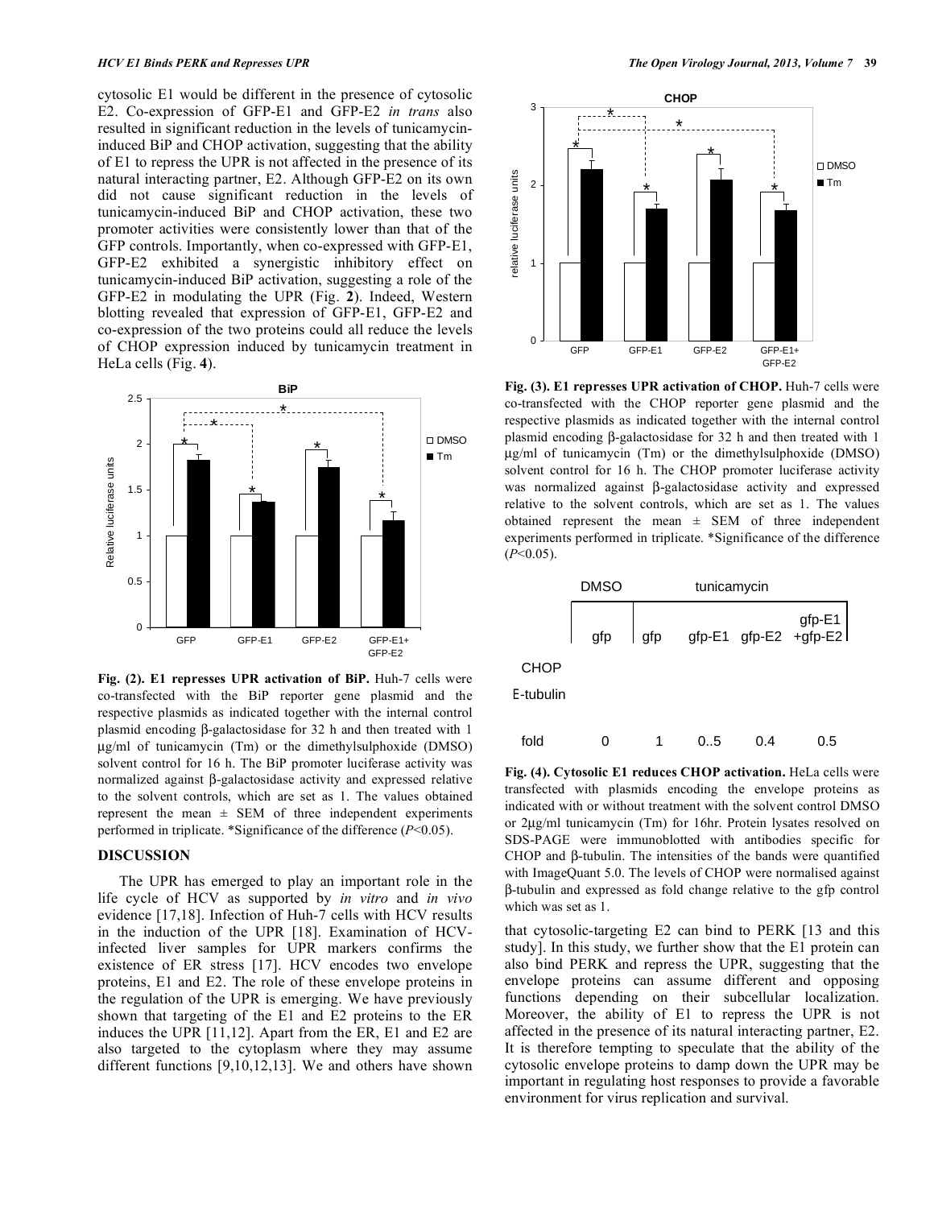cytosolic E1 would be different in the presence of cytosolic E2. Co-expression of GFP-E1 and GFP-E2 *in trans* also resulted in significant reduction in the levels of tunicamycin-induced BiP and CHOP activation, suggesting that the ability of E1 to repress the UPR is not affected in the presence of its natural interacting partner, E2. Although GFP-E2 on its own did not cause significant reduction in the levels of tunicamycin-induced BiP and CHOP activation, these two promoter activities were consistently lower than that of the GFP controls. Importantly, when co-expressed with GFP-E1, GFP-E2 exhibited a synergistic inhibitory effect on tunicamycin-induced BiP activation, suggesting a role of the GFP-E2 in modulating the UPR (Fig. **2**). Indeed, Western blotting revealed that expression of GFP-E1, GFP-E2 and co-expression of the two proteins could all reduce the levels of CHOP expression induced by tunicamycin treatment in HeLa cells (Fig. **4**).

**Fig. (2). E1 represses UPR activation of BiP.** Huh-7 cells were co-transfected with the BiP reporter gene plasmid and the respective plasmids as indicated together with the internal control plasmid encoding β-galactosidase for 32 h and then treated with 1 μg/ml of tunicamycin (Tm) or the dimethylsulphoxide (DMSO) solvent control for 16 h. The BiP promoter luciferase activity was normalized against β-galactosidase activity and expressed relative to the solvent controls, which are set as 1. The values obtained represent the mean ± SEM of three independent experiments performed in triplicate. *Significance of the difference ($P$<0.05).

**Fig. (3). E1 represses UPR activation of CHOP.** Huh-7 cells were co-transfected with the CHOP reporter gene plasmid and the respective plasmids as indicated together with the internal control plasmid encoding β-galactosidase for 32 h and then treated with 1 μg/ml of tunicamycin (Tm) or the dimethylsulphoxide (DMSO) solvent control for 16 h. The CHOP promoter luciferase activity was normalized against β-galactosidase activity and expressed relative to the solvent controls, which are set as 1. The values obtained represent the mean ± SEM of three independent experiments performed in triplicate. *Significance of the difference ($P$<0.05).

| | DMSO | tunicamycin | | | |
|---|---|---|---|---|---|
| | gfp | gfp | gfp-E1 | gfp-E2 | gfp-E1 +gfp-E2 |
| CHOP | | | | | |
| E-tubulin | | | | | |
| fold | 0 | 1 | 0..5 | 0.4 | 0.5 |

**Fig. (4). Cytosolic E1 reduces CHOP activation.** HeLa cells were transfected with plasmids encoding the envelope proteins as indicated with or without treatment with the solvent control DMSO or 2μg/ml tunicamycin (Tm) for 16hr. Protein lysates resolved on SDS-PAGE were immunoblotted with antibodies specific for CHOP and β-tubulin. The intensities of the bands were quantified with ImageQuant 5.0. The levels of CHOP were normalised against β-tubulin and expressed as fold change relative to the gfp control which was set as 1.

## DISCUSSION

The UPR has emerged to play an important role in the life cycle of HCV as supported by *in vitro* and *in vivo* evidence [17,18]. Infection of Huh-7 cells with HCV results in the induction of the UPR [18]. Examination of HCV-infected liver samples for UPR markers confirms the existence of ER stress [17]. HCV encodes two envelope proteins, E1 and E2. The role of these envelope proteins in the regulation of the UPR is emerging. We have previously shown that targeting of the E1 and E2 proteins to the ER induces the UPR [11,12]. Apart from the ER, E1 and E2 are also targeted to the cytoplasm where they may assume different functions [9,10,12,13]. We and others have shown that cytosolic-targeting E2 can bind to PERK [13 and this study]. In this study, we further show that the E1 protein can also bind PERK and repress the UPR, suggesting that the envelope proteins can assume different and opposing functions depending on their subcellular localization. Moreover, the ability of E1 to repress the UPR is not affected in the presence of its natural interacting partner, E2. It is therefore tempting to speculate that the ability of the cytosolic envelope proteins to damp down the UPR may be important in regulating host responses to provide a favorable environment for virus replication and survival.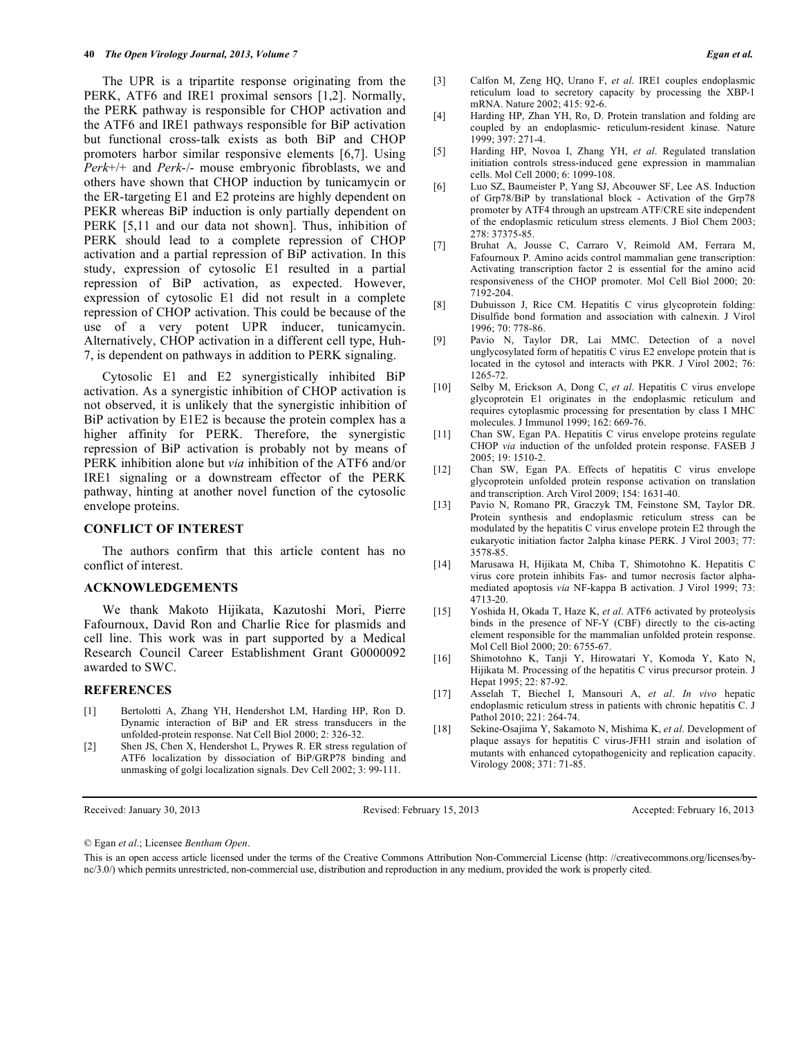The UPR is a tripartite response originating from the PERK, ATF6 and IRE1 proximal sensors [1,2]. Normally, the PERK pathway is responsible for CHOP activation and the ATF6 and IRE1 pathways responsible for BiP activation but functional cross-talk exists as both BiP and CHOP promoters harbor similar responsive elements [6,7]. Using *Perk*+/+ and *Perk*-/- mouse embryonic fibroblasts, we and others have shown that CHOP induction by tunicamycin or the ER-targeting E1 and E2 proteins are highly dependent on PEKR whereas BiP induction is only partially dependent on PERK [5,11 and our data not shown]. Thus, inhibition of PERK should lead to a complete repression of CHOP activation and a partial repression of BiP activation. In this study, expression of cytosolic E1 resulted in a partial repression of BiP activation, as expected. However, expression of cytosolic E1 did not result in a complete repression of CHOP activation. This could be because of the use of a very potent UPR inducer, tunicamycin. Alternatively, CHOP activation in a different cell type, Huh-7, is dependent on pathways in addition to PERK signaling.

Cytosolic E1 and E2 synergistically inhibited BiP activation. As a synergistic inhibition of CHOP activation is not observed, it is unlikely that the synergistic inhibition of BiP activation by E1E2 is because the protein complex has a higher affinity for PERK. Therefore, the synergistic repression of BiP activation is probably not by means of PERK inhibition alone but *via* inhibition of the ATF6 and/or IRE1 signaling or a downstream effector of the PERK pathway, hinting at another novel function of the cytosolic envelope proteins.

## CONFLICT OF INTEREST

The authors confirm that this article content has no conflict of interest.

## ACKNOWLEDGEMENTS

We thank Makoto Hijikata, Kazutoshi Mori, Pierre Fafournoux, David Ron and Charlie Rice for plasmids and cell line. This work was in part supported by a Medical Research Council Career Establishment Grant G0000092 awarded to SWC.

## REFERENCES

[1] Bertolotti A, Zhang YH, Hendershot LM, Harding HP, Ron D. Dynamic interaction of BiP and ER stress transducers in the unfolded-protein response. Nat Cell Biol 2000; 2: 326-32.

[2] Shen JS, Chen X, Hendershot L, Prywes R. ER stress regulation of ATF6 localization by dissociation of BiP/GRP78 binding and unmasking of golgi localization signals. Dev Cell 2002; 3: 99-111.

[3] Calfon M, Zeng HQ, Urano F, *et al*. IRE1 couples endoplasmic reticulum load to secretory capacity by processing the XBP-1 mRNA. Nature 2002; 415: 92-6.

[4] Harding HP, Zhan YH, Ro, D. Protein translation and folding are coupled by an endoplasmic- reticulum-resident kinase. Nature 1999; 397: 271-4.

[5] Harding HP, Novoa I, Zhang YH, *et al*. Regulated translation initiation controls stress-induced gene expression in mammalian cells. Mol Cell 2000; 6: 1099-108.

[6] Luo SZ, Baumeister P, Yang SJ, Abcouwer SF, Lee AS. Induction of Grp78/BiP by translational block - Activation of the Grp78 promoter by ATF4 through an upstream ATF/CRE site independent of the endoplasmic reticulum stress elements. J Biol Chem 2003; 278: 37375-85.

[7] Bruhat A, Jousse C, Carraro V, Reimold AM, Ferrara M, Fafournoux P. Amino acids control mammalian gene transcription: Activating transcription factor 2 is essential for the amino acid responsiveness of the CHOP promoter. Mol Cell Biol 2000; 20: 7192-204.

[8] Dubuisson J, Rice CM. Hepatitis C virus glycoprotein folding: Disulfide bond formation and association with calnexin. J Virol 1996; 70: 778-86.

[9] Pavio N, Taylor DR, Lai MMC. Detection of a novel unglycosylated form of hepatitis C virus E2 envelope protein that is located in the cytosol and interacts with PKR. J Virol 2002; 76: 1265-72.

[10] Selby M, Erickson A, Dong C, *et al*. Hepatitis C virus envelope glycoprotein E1 originates in the endoplasmic reticulum and requires cytoplasmic processing for presentation by class I MHC molecules. J Immunol 1999; 162: 669-76.

[11] Chan SW, Egan PA. Hepatitis C virus envelope proteins regulate CHOP *via* induction of the unfolded protein response. FASEB J 2005; 19: 1510-2.

[12] Chan SW, Egan PA. Effects of hepatitis C virus envelope glycoprotein unfolded protein response activation on translation and transcription. Arch Virol 2009; 154: 1631-40.

[13] Pavio N, Romano PR, Graczyk TM, Feinstone SM, Taylor DR. Protein synthesis and endoplasmic reticulum stress can be modulated by the hepatitis C virus envelope protein E2 through the eukaryotic initiation factor 2alpha kinase PERK. J Virol 2003; 77: 3578-85.

[14] Marusawa H, Hijikata M, Chiba T, Shimotohno K. Hepatitis C virus core protein inhibits Fas- and tumor necrosis factor alpha-mediated apoptosis *via* NF-kappa B activation. J Virol 1999; 73: 4713-20.

[15] Yoshida H, Okada T, Haze K, *et al*. ATF6 activated by proteolysis binds in the presence of NF-Y (CBF) directly to the cis-acting element responsible for the mammalian unfolded protein response. Mol Cell Biol 2000; 20: 6755-67.

[16] Shimotohno K, Tanji Y, Hirowatari Y, Komoda Y, Kato N, Hijikata M. Processing of the hepatitis C virus precursor protein. J Hepat 1995; 22: 87-92.

[17] Asselah T, Biechel I, Mansouri A, *et al*. *In vivo* hepatic endoplasmic reticulum stress in patients with chronic hepatitis C. J Pathol 2010; 221: 264-74.

[18] Sekine-Osajima Y, Sakamoto N, Mishima K, *et al*. Development of plaque assays for hepatitis C virus-JFH1 strain and isolation of mutants with enhanced cytopathogenicity and replication capacity. Virology 2008; 371: 71-85.

Received: January 30, 2013 Revised: February 15, 2013 Accepted: February 16, 2013

© Egan *et al*.; Licensee *Bentham Open*.

This is an open access article licensed under the terms of the Creative Commons Attribution Non-Commercial License (http: //creativecommons.org/licenses/by-nc/3.0/) which permits unrestricted, non-commercial use, distribution and reproduction in any medium, provided the work is properly cited.